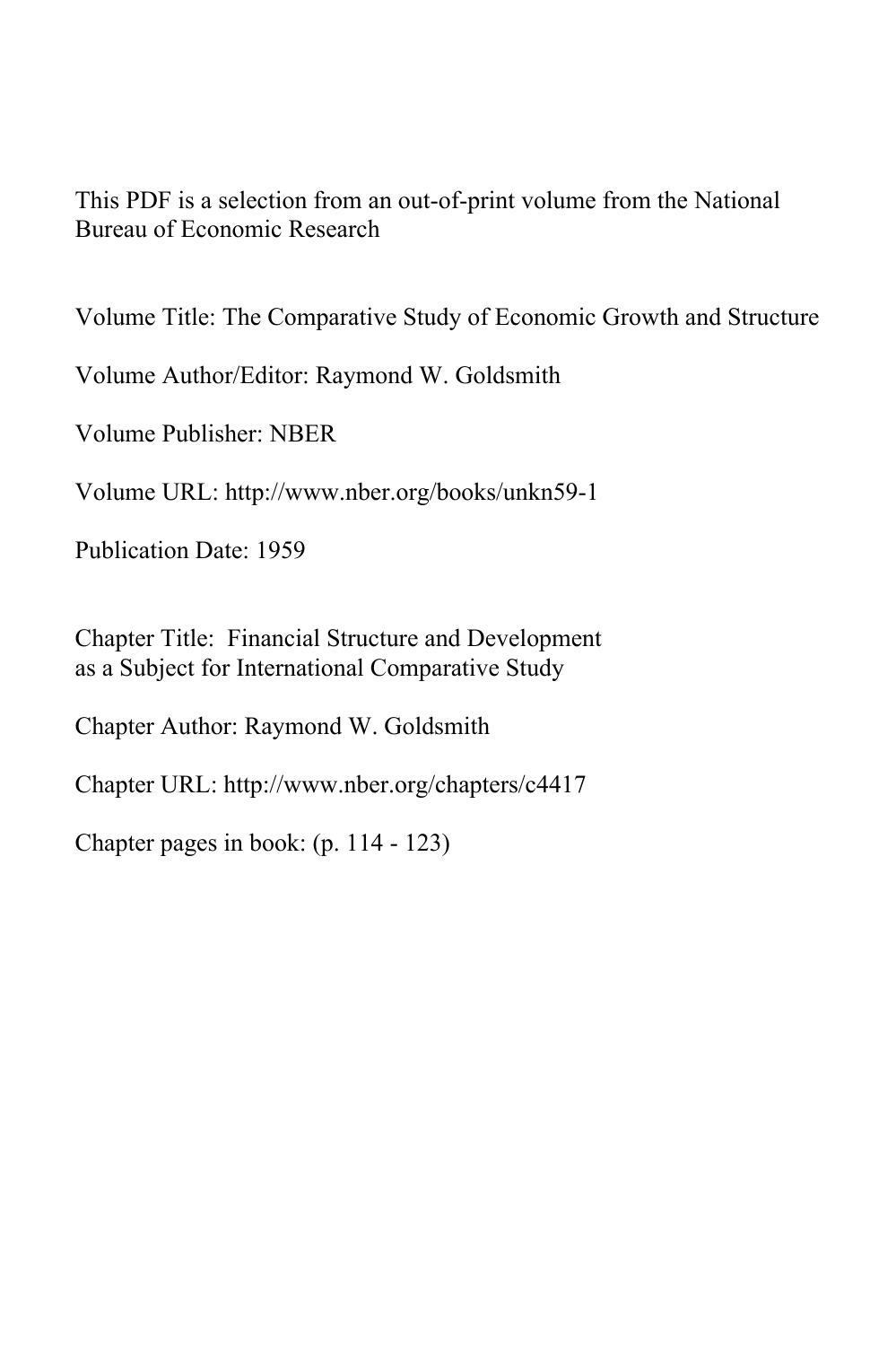This PDF is a selection from an out-of-print volume from the National Bureau of Economic Research

Volume Title: The Comparative Study of Economic Growth and Structure

Volume Author/Editor: Raymond W. Goldsmith

Volume Publisher: NBER

Volume URL: http://www.nber.org/books/unkn59-1

Publication Date: 1959

Chapter Title: Financial Structure and Development as a Subject for International Comparative Study

Chapter Author: Raymond W. Goldsmith

Chapter URL: http://www.nber.org/chapters/c4417

Chapter pages in book: (p. 114 - 123)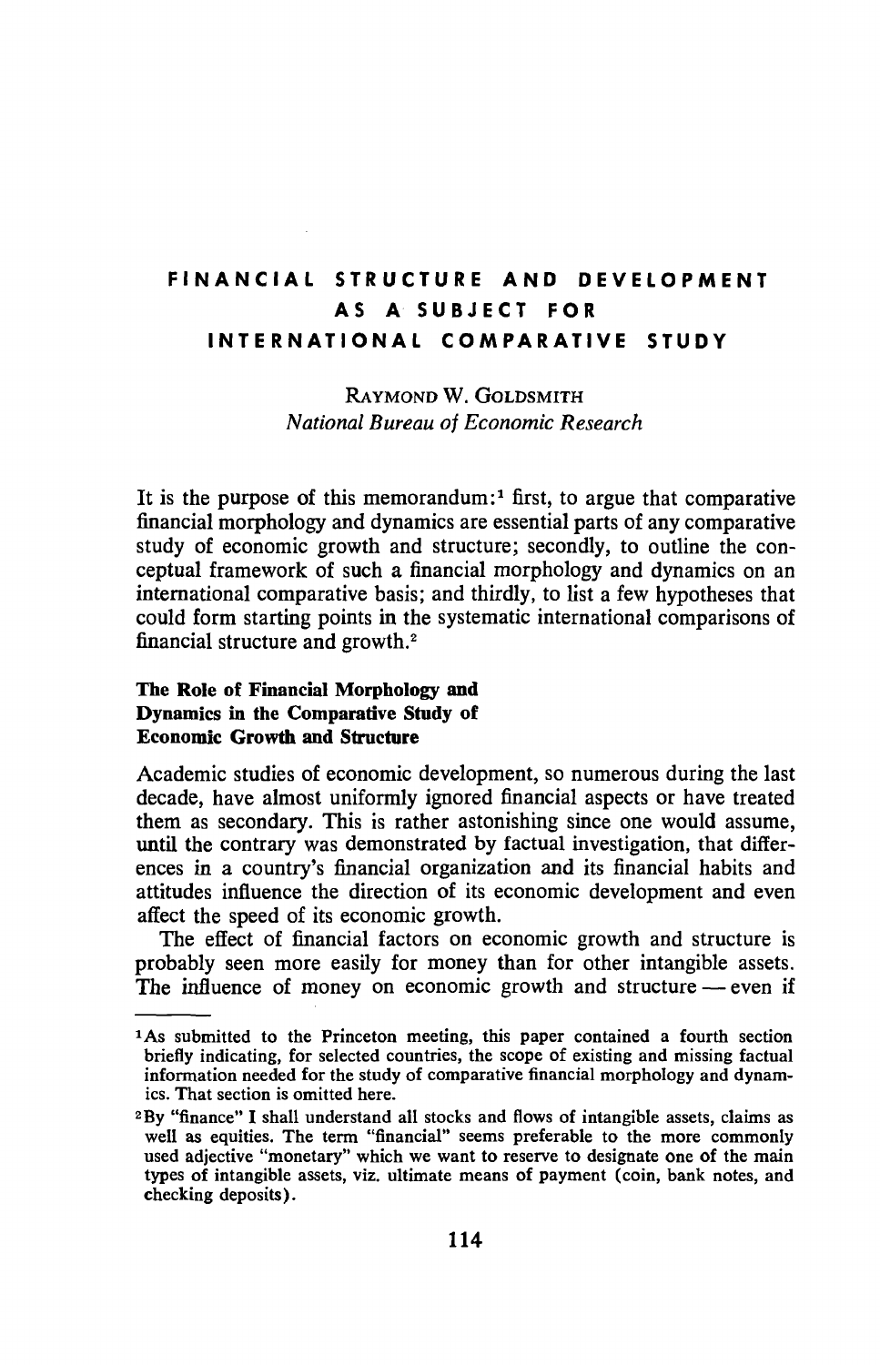# FINANCIAL STRUCTURE AND DEVELOPMENT AS A SUBJECT FOR INTERNATIONAL COMPARATIVE STUDY

RAYMOND W. GOLDSMITH
*National Bureau of Economic Research*

It is the purpose of this memorandum:[1] first, to argue that comparative financial morphology and dynamics are essential parts of any comparative study of economic growth and structure; secondly, to outline the conceptual framework of such a financial morphology and dynamics on an international comparative basis; and thirdly, to list a few hypotheses that could form starting points in the systematic international comparisons of financial structure and growth.[2]

## The Role of Financial Morphology and Dynamics in the Comparative Study of Economic Growth and Structure

Academic studies of economic development, so numerous during the last decade, have almost uniformly ignored financial aspects or have treated them as secondary. This is rather astonishing since one would assume, until the contrary was demonstrated by factual investigation, that differences in a country's financial organization and its financial habits and attitudes influence the direction of its economic development and even affect the speed of its economic growth.

The effect of financial factors on economic growth and structure is probably seen more easily for money than for other intangible assets. The influence of money on economic growth and structure — even if

---

[1] As submitted to the Princeton meeting, this paper contained a fourth section briefly indicating, for selected countries, the scope of existing and missing factual information needed for the study of comparative financial morphology and dynamics. That section is omitted here.

[2] By "finance" I shall understand all stocks and flows of intangible assets, claims as well as equities. The term "financial" seems preferable to the more commonly used adjective "monetary" which we want to reserve to designate one of the main types of intangible assets, viz. ultimate means of payment (coin, bank notes, and checking deposits).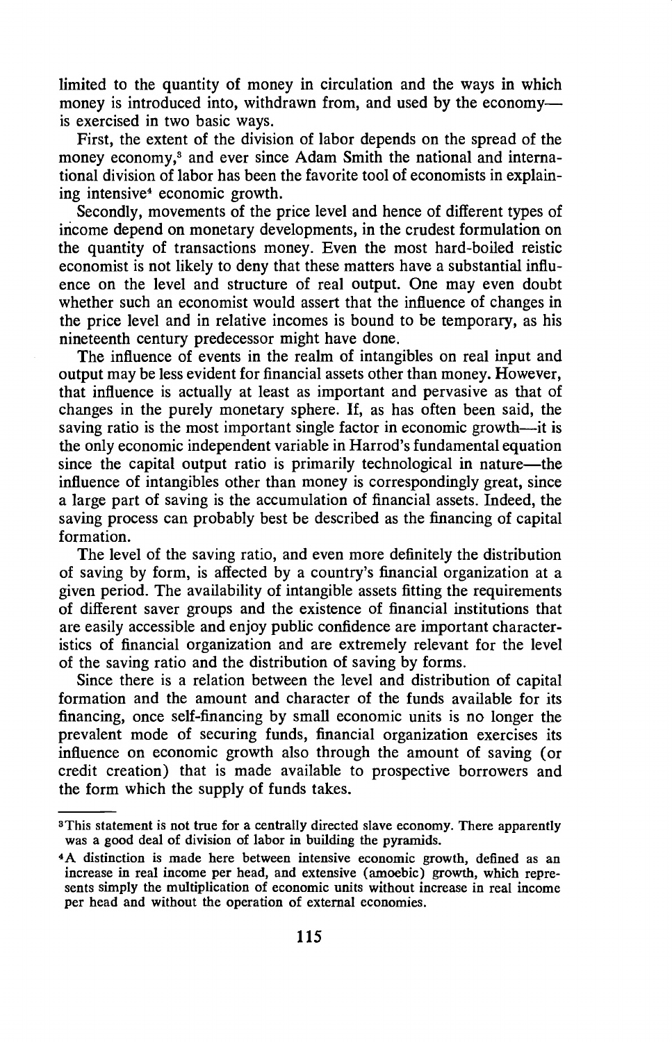limited to the quantity of money in circulation and the ways in which money is introduced into, withdrawn from, and used by the economy—is exercised in two basic ways.

First, the extent of the division of labor depends on the spread of the money economy,[3] and ever since Adam Smith the national and international division of labor has been the favorite tool of economists in explaining intensive[4] economic growth.

Secondly, movements of the price level and hence of different types of income depend on monetary developments, in the crudest formulation on the quantity of transactions money. Even the most hard-boiled reistic economist is not likely to deny that these matters have a substantial influence on the level and structure of real output. One may even doubt whether such an economist would assert that the influence of changes in the price level and in relative incomes is bound to be temporary, as his nineteenth century predecessor might have done.

The influence of events in the realm of intangibles on real input and output may be less evident for financial assets other than money. However, that influence is actually at least as important and pervasive as that of changes in the purely monetary sphere. If, as has often been said, the saving ratio is the most important single factor in economic growth—it is the only economic independent variable in Harrod's fundamental equation since the capital output ratio is primarily technological in nature—the influence of intangibles other than money is correspondingly great, since a large part of saving is the accumulation of financial assets. Indeed, the saving process can probably best be described as the financing of capital formation.

The level of the saving ratio, and even more definitely the distribution of saving by form, is affected by a country's financial organization at a given period. The availability of intangible assets fitting the requirements of different saver groups and the existence of financial institutions that are easily accessible and enjoy public confidence are important characteristics of financial organization and are extremely relevant for the level of the saving ratio and the distribution of saving by forms.

Since there is a relation between the level and distribution of capital formation and the amount and character of the funds available for its financing, once self-financing by small economic units is no longer the prevalent mode of securing funds, financial organization exercises its influence on economic growth also through the amount of saving (or credit creation) that is made available to prospective borrowers and the form which the supply of funds takes.

---

[3]This statement is not true for a centrally directed slave economy. There apparently was a good deal of division of labor in building the pyramids.

[4]A distinction is made here between intensive economic growth, defined as an increase in real income per head, and extensive (amoebic) growth, which represents simply the multiplication of economic units without increase in real income per head and without the operation of external economies.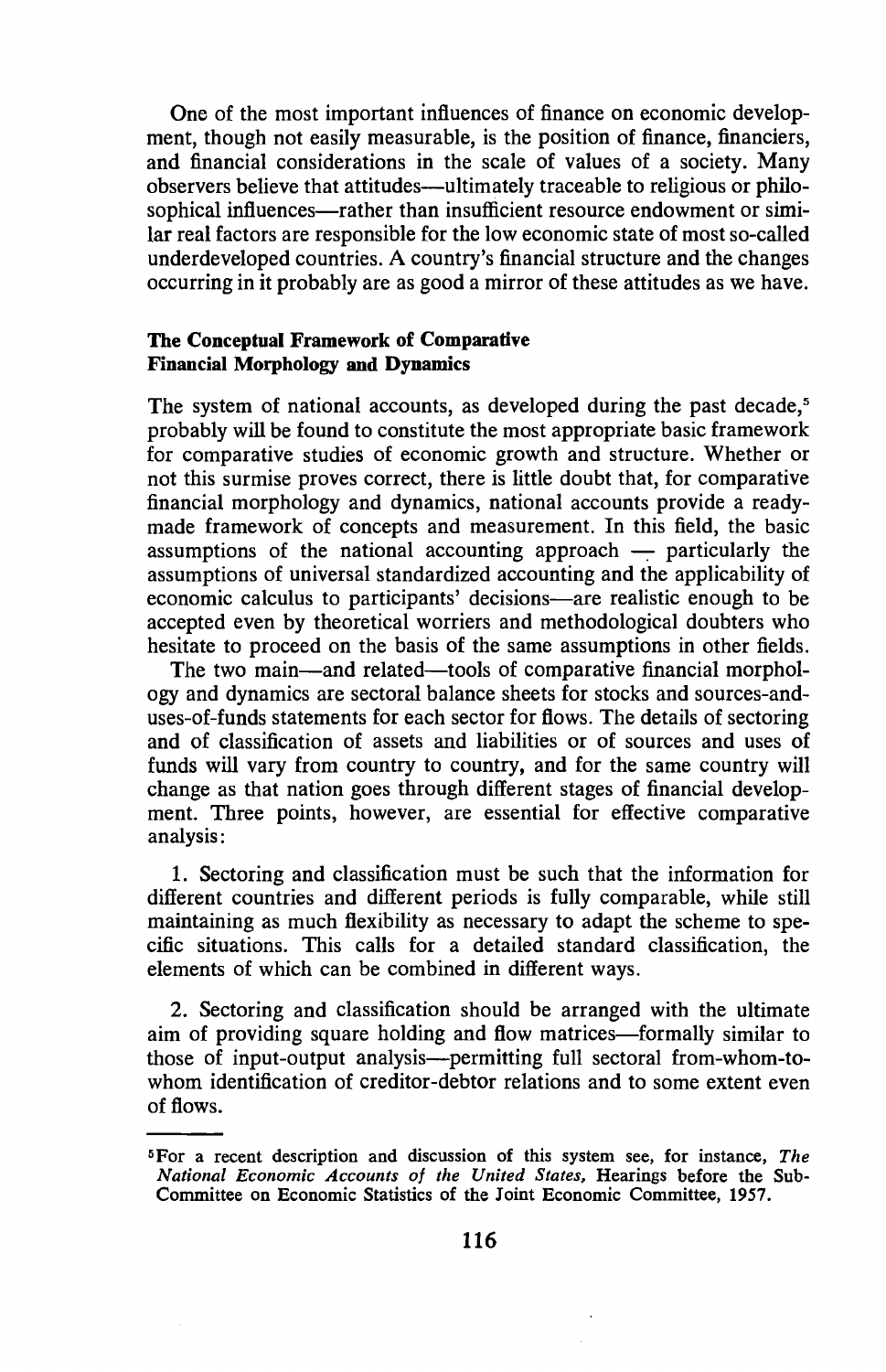One of the most important influences of finance on economic development, though not easily measurable, is the position of finance, financiers, and financial considerations in the scale of values of a society. Many observers believe that attitudes—ultimately traceable to religious or philosophical influences—rather than insufficient resource endowment or similar real factors are responsible for the low economic state of most so-called underdeveloped countries. A country's financial structure and the changes occurring in it probably are as good a mirror of these attitudes as we have.

### The Conceptual Framework of Comparative Financial Morphology and Dynamics

The system of national accounts, as developed during the past decade,[5] probably will be found to constitute the most appropriate basic framework for comparative studies of economic growth and structure. Whether or not this surmise proves correct, there is little doubt that, for comparative financial morphology and dynamics, national accounts provide a ready-made framework of concepts and measurement. In this field, the basic assumptions of the national accounting approach — particularly the assumptions of universal standardized accounting and the applicability of economic calculus to participants' decisions—are realistic enough to be accepted even by theoretical worriers and methodological doubters who hesitate to proceed on the basis of the same assumptions in other fields.

The two main—and related—tools of comparative financial morphology and dynamics are sectoral balance sheets for stocks and sources-and-uses-of-funds statements for each sector for flows. The details of sectoring and of classification of assets and liabilities or of sources and uses of funds will vary from country to country, and for the same country will change as that nation goes through different stages of financial development. Three points, however, are essential for effective comparative analysis:

1. Sectoring and classification must be such that the information for different countries and different periods is fully comparable, while still maintaining as much flexibility as necessary to adapt the scheme to specific situations. This calls for a detailed standard classification, the elements of which can be combined in different ways.

2. Sectoring and classification should be arranged with the ultimate aim of providing square holding and flow matrices—formally similar to those of input-output analysis—permitting full sectoral from-whom-to-whom identification of creditor-debtor relations and to some extent even of flows.

---

[5] For a recent description and discussion of this system see, for instance, *The National Economic Accounts of the United States*, Hearings before the Sub-Committee on Economic Statistics of the Joint Economic Committee, 1957.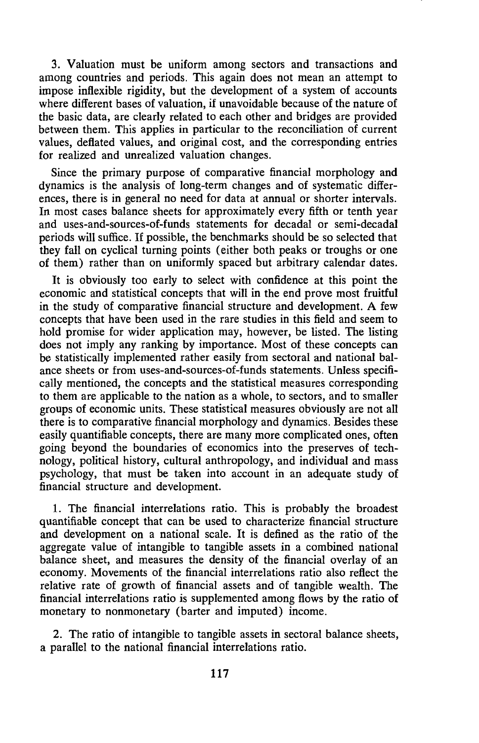3. Valuation must be uniform among sectors and transactions and among countries and periods. This again does not mean an attempt to impose inflexible rigidity, but the development of a system of accounts where different bases of valuation, if unavoidable because of the nature of the basic data, are clearly related to each other and bridges are provided between them. This applies in particular to the reconciliation of current values, deflated values, and original cost, and the corresponding entries for realized and unrealized valuation changes.

Since the primary purpose of comparative financial morphology and dynamics is the analysis of long-term changes and of systematic differences, there is in general no need for data at annual or shorter intervals. In most cases balance sheets for approximately every fifth or tenth year and uses-and-sources-of-funds statements for decadal or semi-decadal periods will suffice. If possible, the benchmarks should be so selected that they fall on cyclical turning points (either both peaks or troughs or one of them) rather than on uniformly spaced but arbitrary calendar dates.

It is obviously too early to select with confidence at this point the economic and statistical concepts that will in the end prove most fruitful in the study of comparative financial structure and development. A few concepts that have been used in the rare studies in this field and seem to hold promise for wider application may, however, be listed. The listing does not imply any ranking by importance. Most of these concepts can be statistically implemented rather easily from sectoral and national balance sheets or from uses-and-sources-of-funds statements. Unless specifically mentioned, the concepts and the statistical measures corresponding to them are applicable to the nation as a whole, to sectors, and to smaller groups of economic units. These statistical measures obviously are not all there is to comparative financial morphology and dynamics. Besides these easily quantifiable concepts, there are many more complicated ones, often going beyond the boundaries of economics into the preserves of technology, political history, cultural anthropology, and individual and mass psychology, that must be taken into account in an adequate study of financial structure and development.

1. The financial interrelations ratio. This is probably the broadest quantifiable concept that can be used to characterize financial structure and development on a national scale. It is defined as the ratio of the aggregate value of intangible to tangible assets in a combined national balance sheet, and measures the density of the financial overlay of an economy. Movements of the financial interrelations ratio also reflect the relative rate of growth of financial assets and of tangible wealth. The financial interrelations ratio is supplemented among flows by the ratio of monetary to nonmonetary (barter and imputed) income.

2. The ratio of intangible to tangible assets in sectoral balance sheets, a parallel to the national financial interrelations ratio.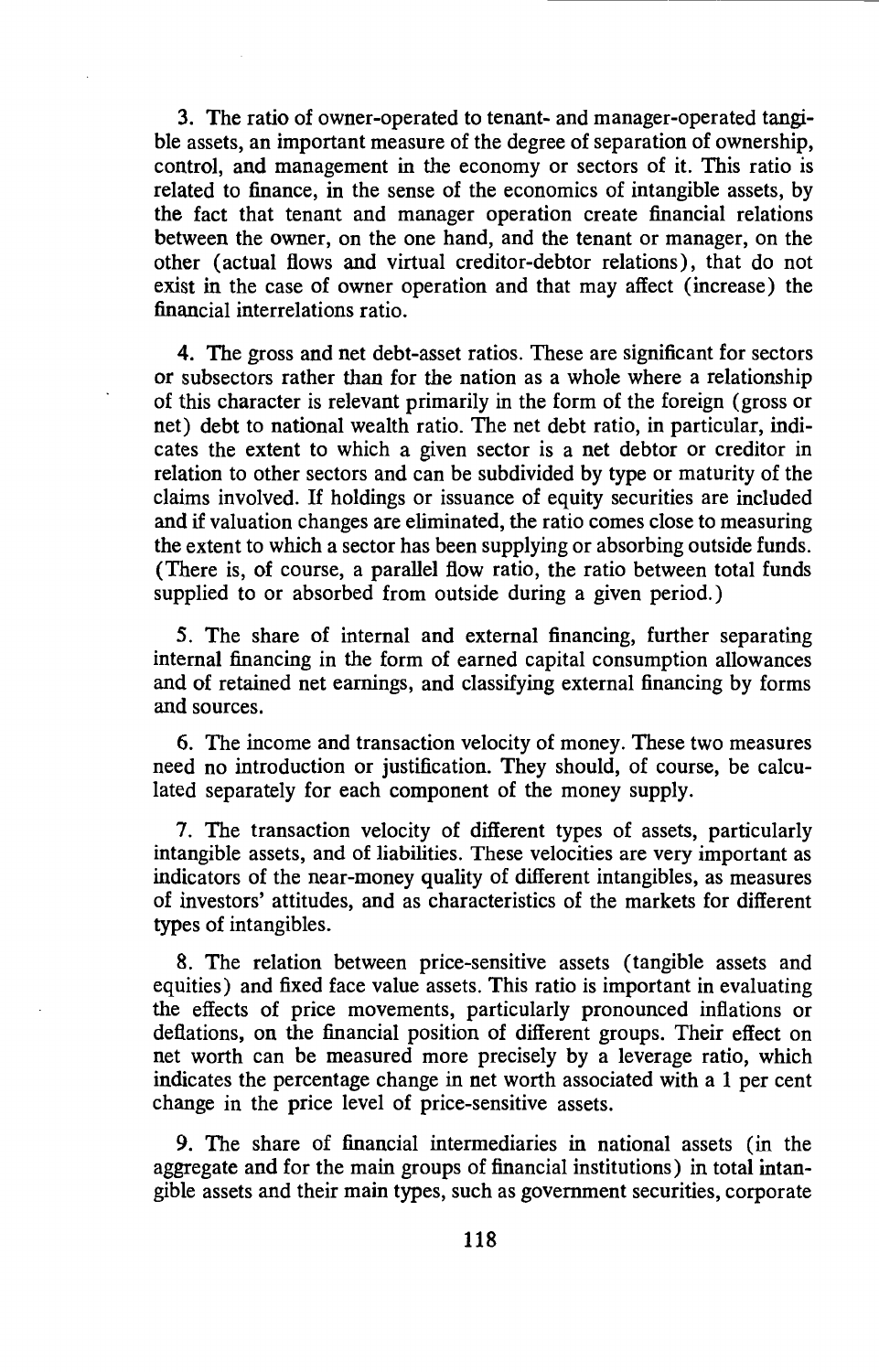3. The ratio of owner-operated to tenant- and manager-operated tangible assets, an important measure of the degree of separation of ownership, control, and management in the economy or sectors of it. This ratio is related to finance, in the sense of the economics of intangible assets, by the fact that tenant and manager operation create financial relations between the owner, on the one hand, and the tenant or manager, on the other (actual flows and virtual creditor-debtor relations), that do not exist in the case of owner operation and that may affect (increase) the financial interrelations ratio.

4. The gross and net debt-asset ratios. These are significant for sectors or subsectors rather than for the nation as a whole where a relationship of this character is relevant primarily in the form of the foreign (gross or net) debt to national wealth ratio. The net debt ratio, in particular, indicates the extent to which a given sector is a net debtor or creditor in relation to other sectors and can be subdivided by type or maturity of the claims involved. If holdings or issuance of equity securities are included and if valuation changes are eliminated, the ratio comes close to measuring the extent to which a sector has been supplying or absorbing outside funds. (There is, of course, a parallel flow ratio, the ratio between total funds supplied to or absorbed from outside during a given period.)

5. The share of internal and external financing, further separating internal financing in the form of earned capital consumption allowances and of retained net earnings, and classifying external financing by forms and sources.

6. The income and transaction velocity of money. These two measures need no introduction or justification. They should, of course, be calculated separately for each component of the money supply.

7. The transaction velocity of different types of assets, particularly intangible assets, and of liabilities. These velocities are very important as indicators of the near-money quality of different intangibles, as measures of investors' attitudes, and as characteristics of the markets for different types of intangibles.

8. The relation between price-sensitive assets (tangible assets and equities) and fixed face value assets. This ratio is important in evaluating the effects of price movements, particularly pronounced inflations or deflations, on the financial position of different groups. Their effect on net worth can be measured more precisely by a leverage ratio, which indicates the percentage change in net worth associated with a 1 per cent change in the price level of price-sensitive assets.

9. The share of financial intermediaries in national assets (in the aggregate and for the main groups of financial institutions) in total intangible assets and their main types, such as government securities, corporate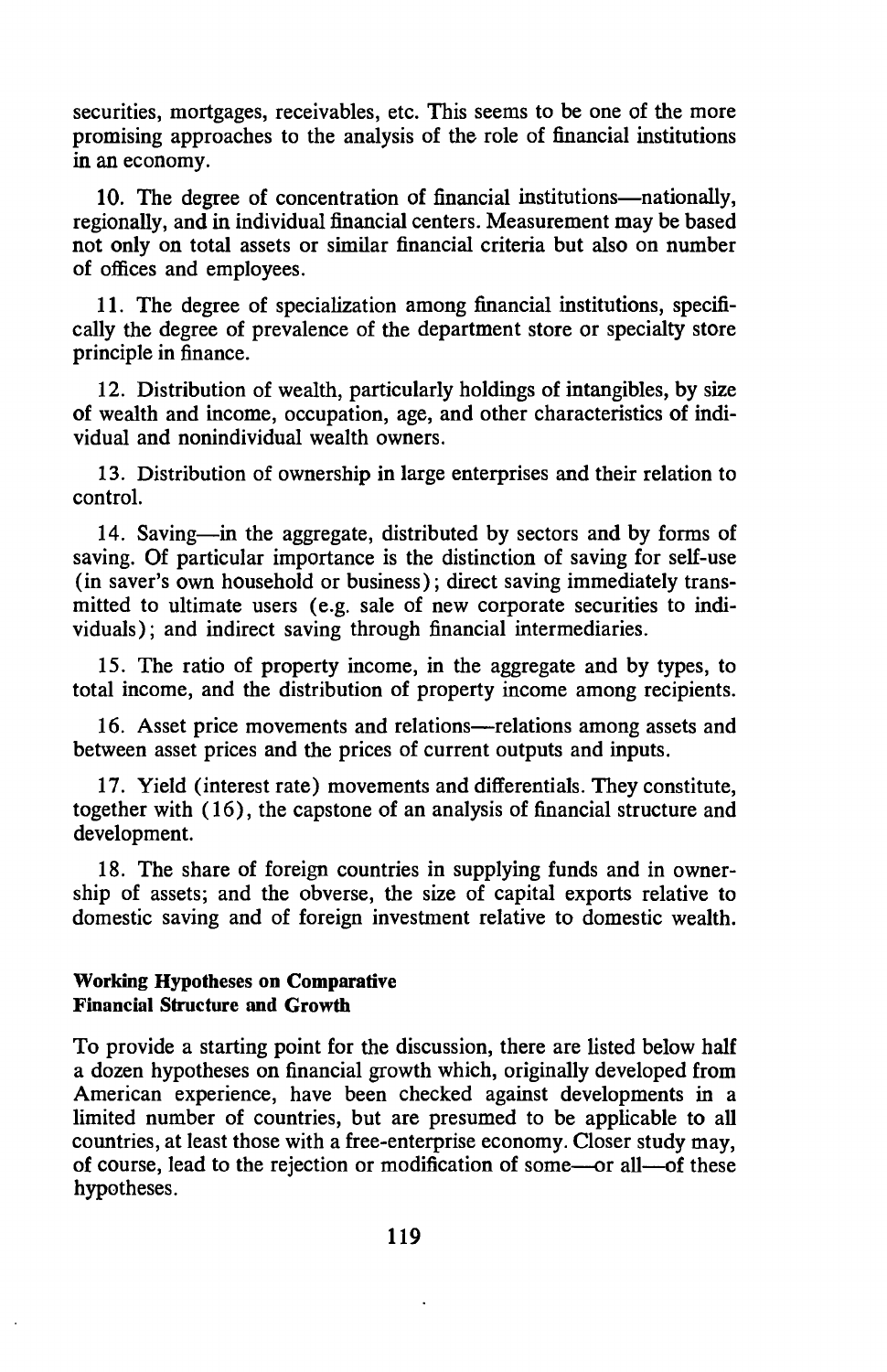securities, mortgages, receivables, etc. This seems to be one of the more promising approaches to the analysis of the role of financial institutions in an economy.

10. The degree of concentration of financial institutions—nationally, regionally, and in individual financial centers. Measurement may be based not only on total assets or similar financial criteria but also on number of offices and employees.

11. The degree of specialization among financial institutions, specifically the degree of prevalence of the department store or specialty store principle in finance.

12. Distribution of wealth, particularly holdings of intangibles, by size of wealth and income, occupation, age, and other characteristics of individual and nonindividual wealth owners.

13. Distribution of ownership in large enterprises and their relation to control.

14. Saving—in the aggregate, distributed by sectors and by forms of saving. Of particular importance is the distinction of saving for self-use (in saver's own household or business); direct saving immediately transmitted to ultimate users (e.g. sale of new corporate securities to individuals); and indirect saving through financial intermediaries.

15. The ratio of property income, in the aggregate and by types, to total income, and the distribution of property income among recipients.

16. Asset price movements and relations—relations among assets and between asset prices and the prices of current outputs and inputs.

17. Yield (interest rate) movements and differentials. They constitute, together with (16), the capstone of an analysis of financial structure and development.

18. The share of foreign countries in supplying funds and in ownership of assets; and the obverse, the size of capital exports relative to domestic saving and of foreign investment relative to domestic wealth.

### Working Hypotheses on Comparative Financial Structure and Growth

To provide a starting point for the discussion, there are listed below half a dozen hypotheses on financial growth which, originally developed from American experience, have been checked against developments in a limited number of countries, but are presumed to be applicable to all countries, at least those with a free-enterprise economy. Closer study may, of course, lead to the rejection or modification of some—or all—of these hypotheses.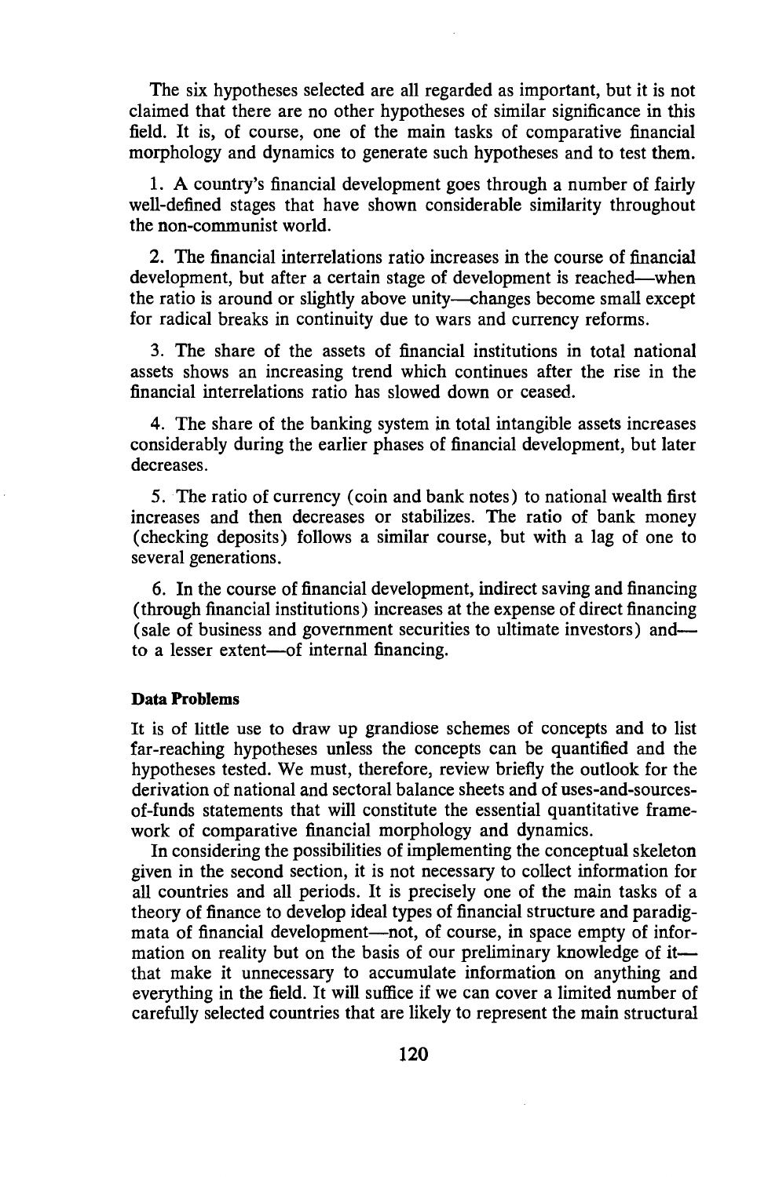The six hypotheses selected are all regarded as important, but it is not claimed that there are no other hypotheses of similar significance in this field. It is, of course, one of the main tasks of comparative financial morphology and dynamics to generate such hypotheses and to test them.

1. A country's financial development goes through a number of fairly well-defined stages that have shown considerable similarity throughout the non-communist world.

2. The financial interrelations ratio increases in the course of financial development, but after a certain stage of development is reached—when the ratio is around or slightly above unity—changes become small except for radical breaks in continuity due to wars and currency reforms.

3. The share of the assets of financial institutions in total national assets shows an increasing trend which continues after the rise in the financial interrelations ratio has slowed down or ceased.

4. The share of the banking system in total intangible assets increases considerably during the earlier phases of financial development, but later decreases.

5. The ratio of currency (coin and bank notes) to national wealth first increases and then decreases or stabilizes. The ratio of bank money (checking deposits) follows a similar course, but with a lag of one to several generations.

6. In the course of financial development, indirect saving and financing (through financial institutions) increases at the expense of direct financing (sale of business and government securities to ultimate investors) and—to a lesser extent—of internal financing.

**Data Problems**

It is of little use to draw up grandiose schemes of concepts and to list far-reaching hypotheses unless the concepts can be quantified and the hypotheses tested. We must, therefore, review briefly the outlook for the derivation of national and sectoral balance sheets and of uses-and-sources-of-funds statements that will constitute the essential quantitative framework of comparative financial morphology and dynamics.

In considering the possibilities of implementing the conceptual skeleton given in the second section, it is not necessary to collect information for all countries and all periods. It is precisely one of the main tasks of a theory of finance to develop ideal types of financial structure and paradigmata of financial development—not, of course, in space empty of information on reality but on the basis of our preliminary knowledge of it—that make it unnecessary to accumulate information on anything and everything in the field. It will suffice if we can cover a limited number of carefully selected countries that are likely to represent the main structural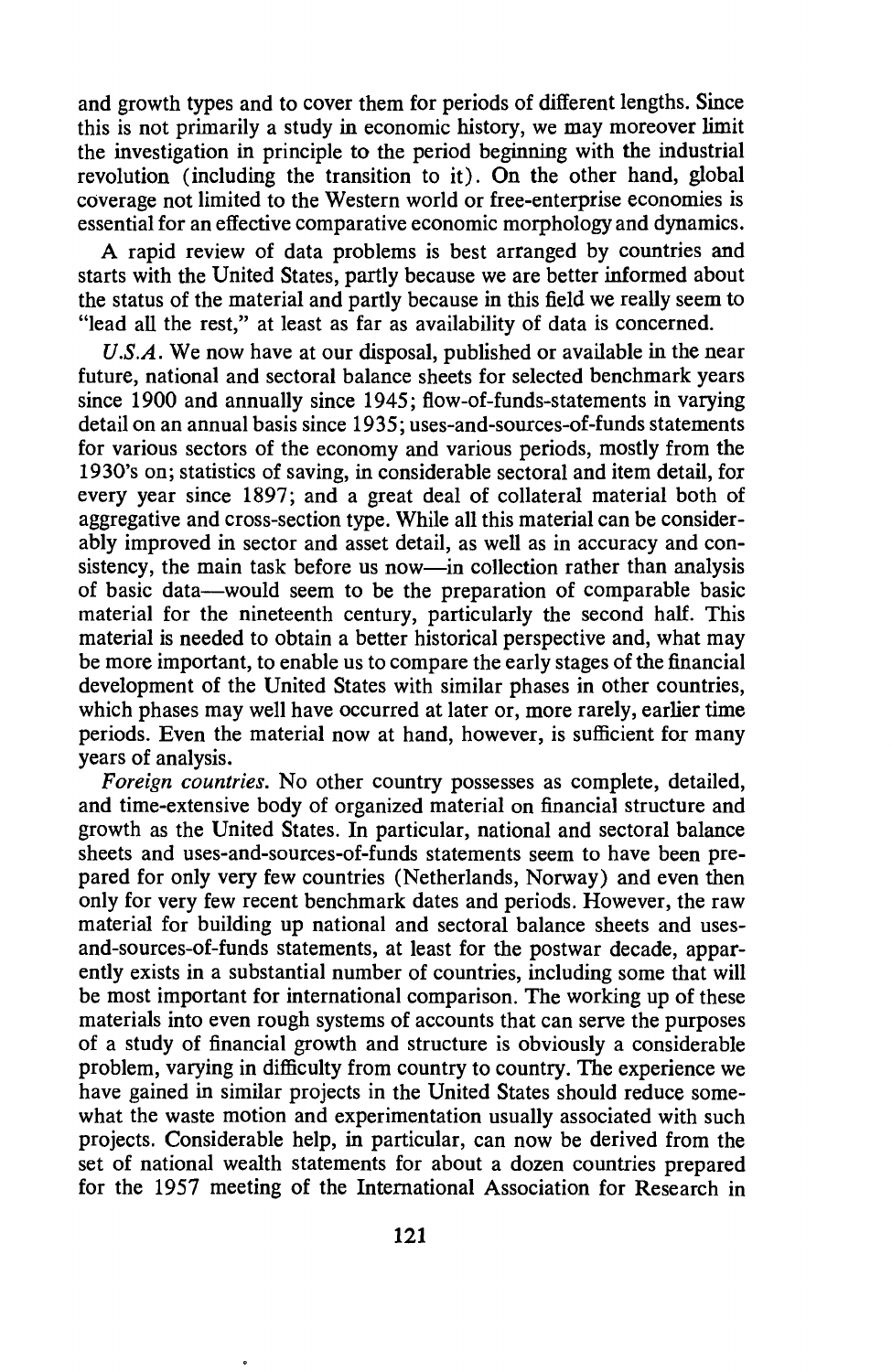and growth types and to cover them for periods of different lengths. Since this is not primarily a study in economic history, we may moreover limit the investigation in principle to the period beginning with the industrial revolution (including the transition to it). On the other hand, global coverage not limited to the Western world or free-enterprise economies is essential for an effective comparative economic morphology and dynamics.

A rapid review of data problems is best arranged by countries and starts with the United States, partly because we are better informed about the status of the material and partly because in this field we really seem to "lead all the rest," at least as far as availability of data is concerned.

*U.S.A.* We now have at our disposal, published or available in the near future, national and sectoral balance sheets for selected benchmark years since 1900 and annually since 1945; flow-of-funds-statements in varying detail on an annual basis since 1935; uses-and-sources-of-funds statements for various sectors of the economy and various periods, mostly from the 1930's on; statistics of saving, in considerable sectoral and item detail, for every year since 1897; and a great deal of collateral material both of aggregative and cross-section type. While all this material can be considerably improved in sector and asset detail, as well as in accuracy and consistency, the main task before us now—in collection rather than analysis of basic data—would seem to be the preparation of comparable basic material for the nineteenth century, particularly the second half. This material is needed to obtain a better historical perspective and, what may be more important, to enable us to compare the early stages of the financial development of the United States with similar phases in other countries, which phases may well have occurred at later or, more rarely, earlier time periods. Even the material now at hand, however, is sufficient for many years of analysis.

*Foreign countries.* No other country possesses as complete, detailed, and time-extensive body of organized material on financial structure and growth as the United States. In particular, national and sectoral balance sheets and uses-and-sources-of-funds statements seem to have been prepared for only very few countries (Netherlands, Norway) and even then only for very few recent benchmark dates and periods. However, the raw material for building up national and sectoral balance sheets and uses-and-sources-of-funds statements, at least for the postwar decade, apparently exists in a substantial number of countries, including some that will be most important for international comparison. The working up of these materials into even rough systems of accounts that can serve the purposes of a study of financial growth and structure is obviously a considerable problem, varying in difficulty from country to country. The experience we have gained in similar projects in the United States should reduce somewhat the waste motion and experimentation usually associated with such projects. Considerable help, in particular, can now be derived from the set of national wealth statements for about a dozen countries prepared for the 1957 meeting of the International Association for Research in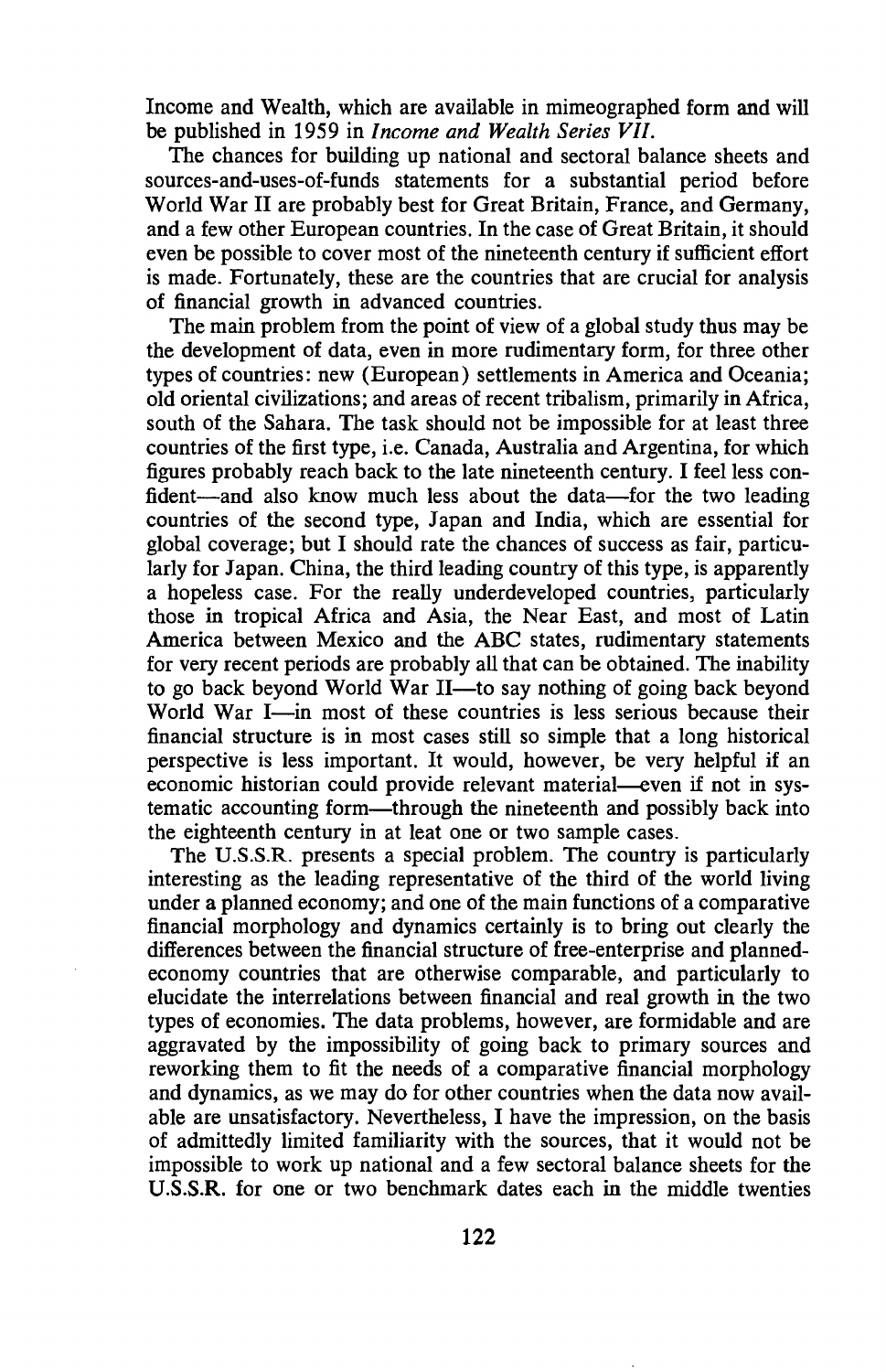Income and Wealth, which are available in mimeographed form and will be published in 1959 in *Income and Wealth Series VII*.

The chances for building up national and sectoral balance sheets and sources-and-uses-of-funds statements for a substantial period before World War II are probably best for Great Britain, France, and Germany, and a few other European countries. In the case of Great Britain, it should even be possible to cover most of the nineteenth century if sufficient effort is made. Fortunately, these are the countries that are crucial for analysis of financial growth in advanced countries.

The main problem from the point of view of a global study thus may be the development of data, even in more rudimentary form, for three other types of countries: new (European) settlements in America and Oceania; old oriental civilizations; and areas of recent tribalism, primarily in Africa, south of the Sahara. The task should not be impossible for at least three countries of the first type, i.e. Canada, Australia and Argentina, for which figures probably reach back to the late nineteenth century. I feel less confident—and also know much less about the data—for the two leading countries of the second type, Japan and India, which are essential for global coverage; but I should rate the chances of success as fair, particularly for Japan. China, the third leading country of this type, is apparently a hopeless case. For the really underdeveloped countries, particularly those in tropical Africa and Asia, the Near East, and most of Latin America between Mexico and the ABC states, rudimentary statements for very recent periods are probably all that can be obtained. The inability to go back beyond World War II—to say nothing of going back beyond World War I—in most of these countries is less serious because their financial structure is in most cases still so simple that a long historical perspective is less important. It would, however, be very helpful if an economic historian could provide relevant material—even if not in systematic accounting form—through the nineteenth and possibly back into the eighteenth century in at leat one or two sample cases.

The U.S.S.R. presents a special problem. The country is particularly interesting as the leading representative of the third of the world living under a planned economy; and one of the main functions of a comparative financial morphology and dynamics certainly is to bring out clearly the differences between the financial structure of free-enterprise and planned-economy countries that are otherwise comparable, and particularly to elucidate the interrelations between financial and real growth in the two types of economies. The data problems, however, are formidable and are aggravated by the impossibility of going back to primary sources and reworking them to fit the needs of a comparative financial morphology and dynamics, as we may do for other countries when the data now available are unsatisfactory. Nevertheless, I have the impression, on the basis of admittedly limited familiarity with the sources, that it would not be impossible to work up national and a few sectoral balance sheets for the U.S.S.R. for one or two benchmark dates each in the middle twenties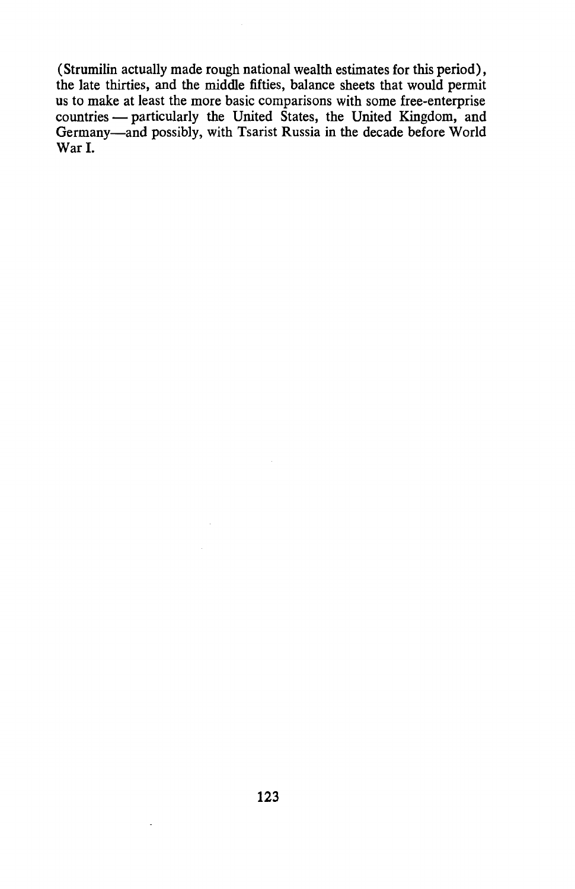(Strumilin actually made rough national wealth estimates for this period), the late thirties, and the middle fifties, balance sheets that would permit us to make at least the more basic comparisons with some free-enterprise countries — particularly the United States, the United Kingdom, and Germany—and possibly, with Tsarist Russia in the decade before World War I.